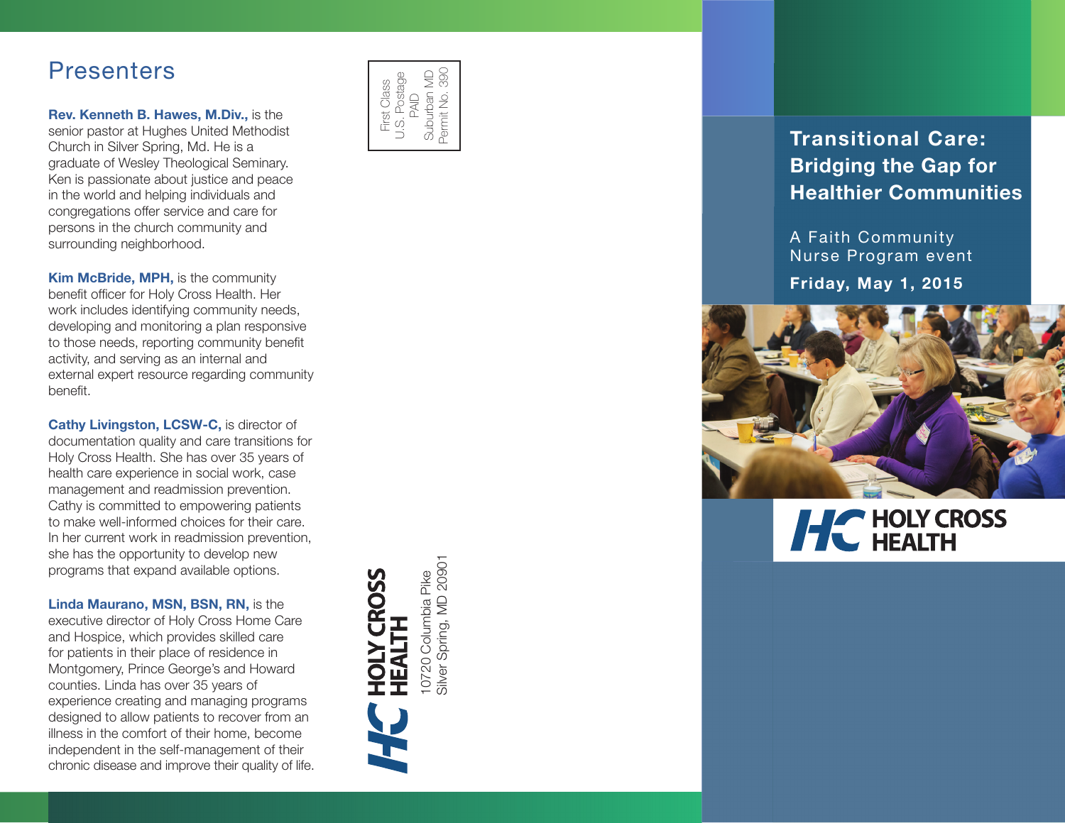## Presenters

**Rev. Kenneth B. Hawes, M.Div.,** is the senior pastor at Hughes United Methodist Church in Silver Spring, Md. He is a graduate of Wesley Theological Seminary. Ken is passionate about justice and peace in the world and helping individuals and congregations offer service and care for persons in the church community and surrounding neighborhood.

**Kim McBride, MPH,** is the community benefit officer for Holy Cross Health. Her work includes identifying community needs, developing and monitoring a plan responsive to those needs, reporting community benefit activity, and serving as an internal and external expert resource regarding community benefit.

**Cathy Livingston, LCSW-C,** is director of documentation quality and care transitions for Holy Cross Health. She has over 35 years of health care experience in social work, case management and readmission prevention. Cathy is committed to empowering patients to make well-informed choices for their care. In her current work in readmission prevention, she has the opportunity to develop new programs that expand available options.

**Linda Maurano, MSN, BSN, RN,** is the executive director of Holy Cross Home Care and Hospice, which provides skilled care for patients in their place of residence in Montgomery, Prince George's and Howard counties. Linda has over 35 years of experience creating and managing programs designed to allow patients to recover from an illness in the comfort of their home, become independent in the self-management of their chronic disease and improve their quality of life.

First Class
U.S. Postage
PAID
Suburban MD
Permit No. 390

HOLY CROSS HEALTH
10720 Columbia Pike
Silver Spring, MD 20901

# Transitional Care: Bridging the Gap for Healthier Communities

A Faith Community Nurse Program event

**Friday, May 1, 2015**

HOLY CROSS HEALTH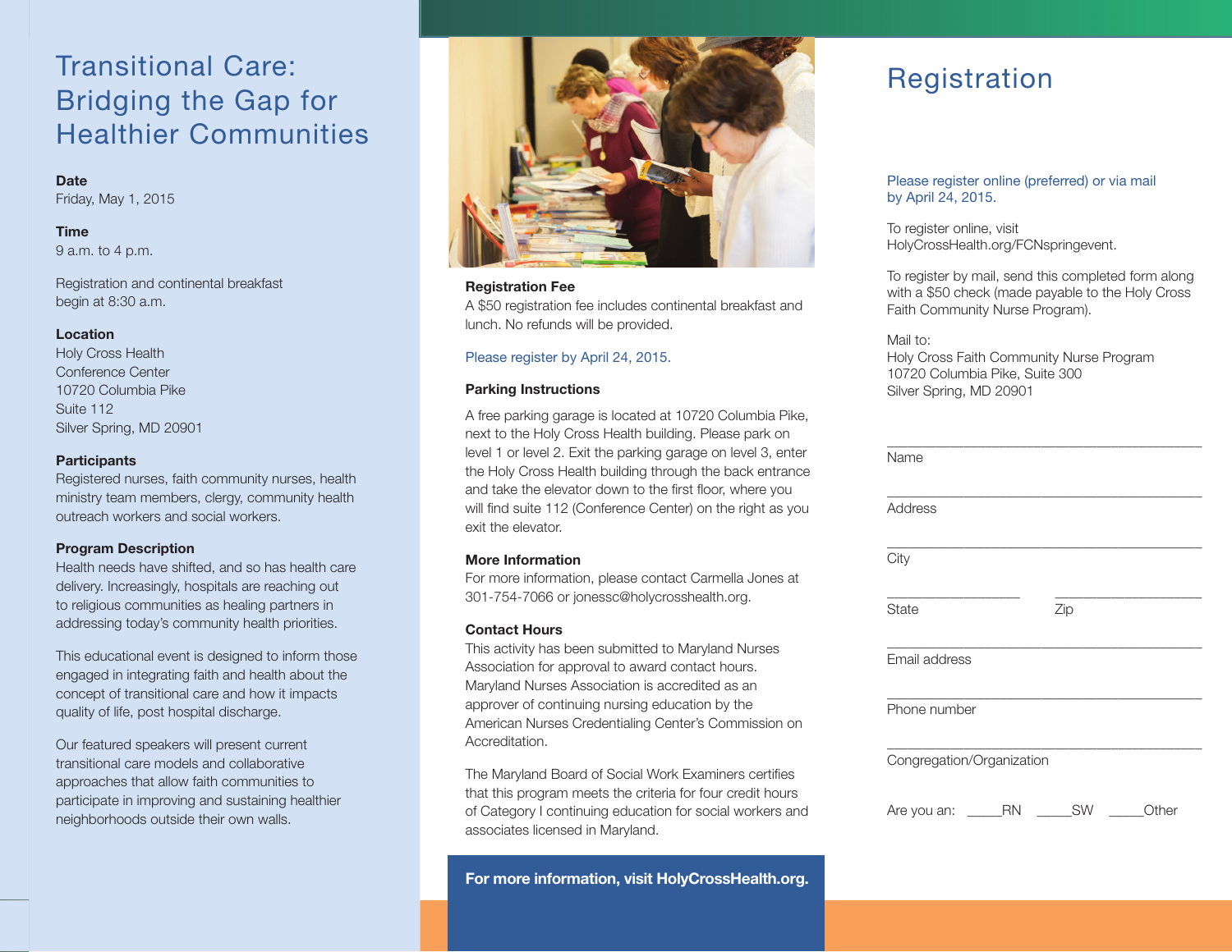# Transitional Care: Bridging the Gap for Healthier Communities

**Date**
Friday, May 1, 2015

**Time**
9 a.m. to 4 p.m.

Registration and continental breakfast begin at 8:30 a.m.

**Location**
Holy Cross Health
Conference Center
10720 Columbia Pike
Suite 112
Silver Spring, MD 20901

**Participants**
Registered nurses, faith community nurses, health ministry team members, clergy, community health outreach workers and social workers.

**Program Description**
Health needs have shifted, and so has health care delivery. Increasingly, hospitals are reaching out to religious communities as healing partners in addressing today's community health priorities.

This educational event is designed to inform those engaged in integrating faith and health about the concept of transitional care and how it impacts quality of life, post hospital discharge.

Our featured speakers will present current transitional care models and collaborative approaches that allow faith communities to participate in improving and sustaining healthier neighborhoods outside their own walls.

**Registration Fee**
A $50 registration fee includes continental breakfast and lunch. No refunds will be provided.

Please register by April 24, 2015.

**Parking Instructions**

A free parking garage is located at 10720 Columbia Pike, next to the Holy Cross Health building. Please park on level 1 or level 2. Exit the parking garage on level 3, enter the Holy Cross Health building through the back entrance and take the elevator down to the first floor, where you will find suite 112 (Conference Center) on the right as you exit the elevator.

**More Information**
For more information, please contact Carmella Jones at 301-754-7066 or jonessc@holycrosshealth.org.

**Contact Hours**
This activity has been submitted to Maryland Nurses Association for approval to award contact hours. Maryland Nurses Association is accredited as an approver of continuing nursing education by the American Nurses Credentialing Center's Commission on Accreditation.

The Maryland Board of Social Work Examiners certifies that this program meets the criteria for four credit hours of Category I continuing education for social workers and associates licensed in Maryland.

**For more information, visit HolyCrossHealth.org.**

# Registration

Please register online (preferred) or via mail by April 24, 2015.

To register online, visit HolyCrossHealth.org/FCNspringevent.

To register by mail, send this completed form along with a $50 check (made payable to the Holy Cross Faith Community Nurse Program).

Mail to:
Holy Cross Faith Community Nurse Program
10720 Columbia Pike, Suite 300
Silver Spring, MD 20901

______________________________
Name

______________________________
Address

______________________________
City

______________ ______________
State Zip

______________________________
Email address

______________________________
Phone number

______________________________
Congregation/Organization

Are you an: _____RN _____SW _____Other